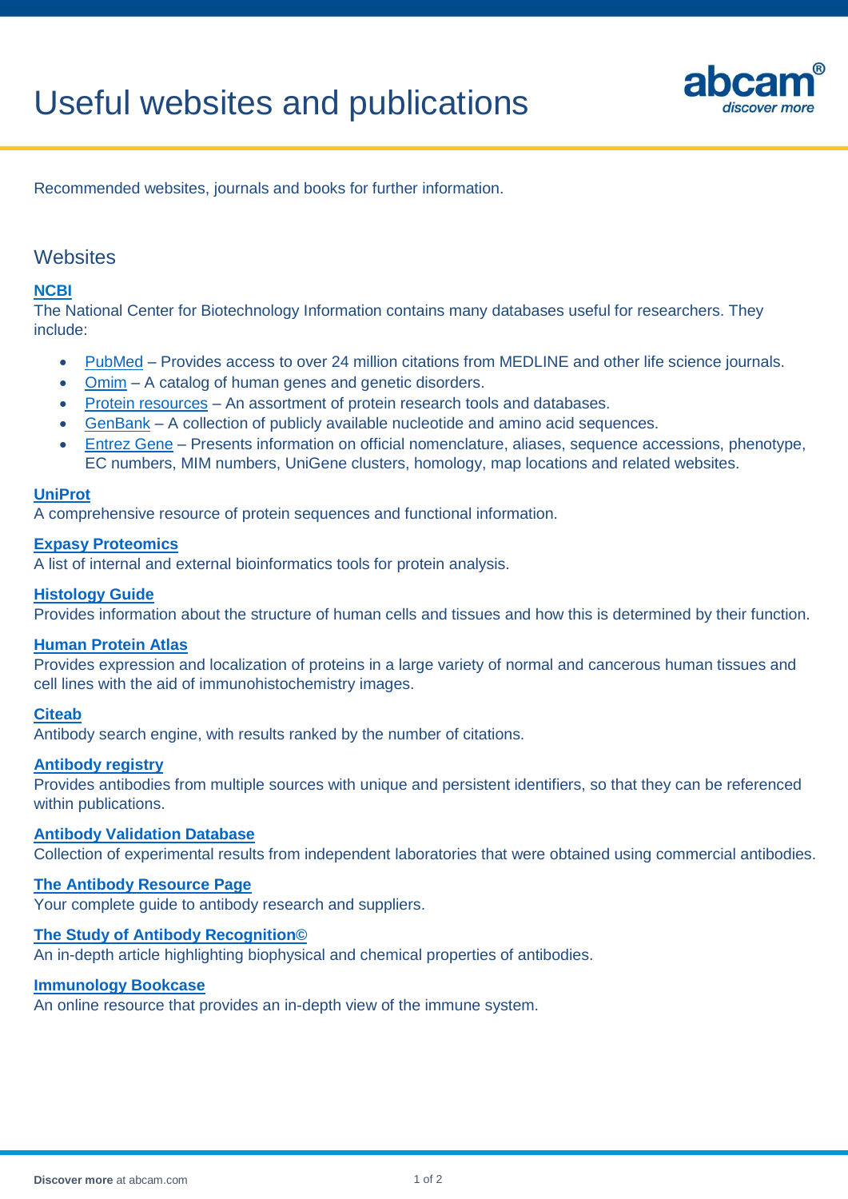# Useful websites and publications

Recommended websites, journals and books for further information.

## Websites

**NCBI**
The National Center for Biotechnology Information contains many databases useful for researchers. They include:

- PubMed – Provides access to over 24 million citations from MEDLINE and other life science journals.
- Omim – A catalog of human genes and genetic disorders.
- Protein resources – An assortment of protein research tools and databases.
- GenBank – A collection of publicly available nucleotide and amino acid sequences.
- Entrez Gene – Presents information on official nomenclature, aliases, sequence accessions, phenotype, EC numbers, MIM numbers, UniGene clusters, homology, map locations and related websites.

**UniProt**
A comprehensive resource of protein sequences and functional information.

**Expasy Proteomics**
A list of internal and external bioinformatics tools for protein analysis.

**Histology Guide**
Provides information about the structure of human cells and tissues and how this is determined by their function.

**Human Protein Atlas**
Provides expression and localization of proteins in a large variety of normal and cancerous human tissues and cell lines with the aid of immunohistochemistry images.

**Citeab**
Antibody search engine, with results ranked by the number of citations.

**Antibody registry**
Provides antibodies from multiple sources with unique and persistent identifiers, so that they can be referenced within publications.

**Antibody Validation Database**
Collection of experimental results from independent laboratories that were obtained using commercial antibodies.

**The Antibody Resource Page**
Your complete guide to antibody research and suppliers.

**The Study of Antibody Recognition©**
An in-depth article highlighting biophysical and chemical properties of antibodies.

**Immunology Bookcase**
An online resource that provides an in-depth view of the immune system.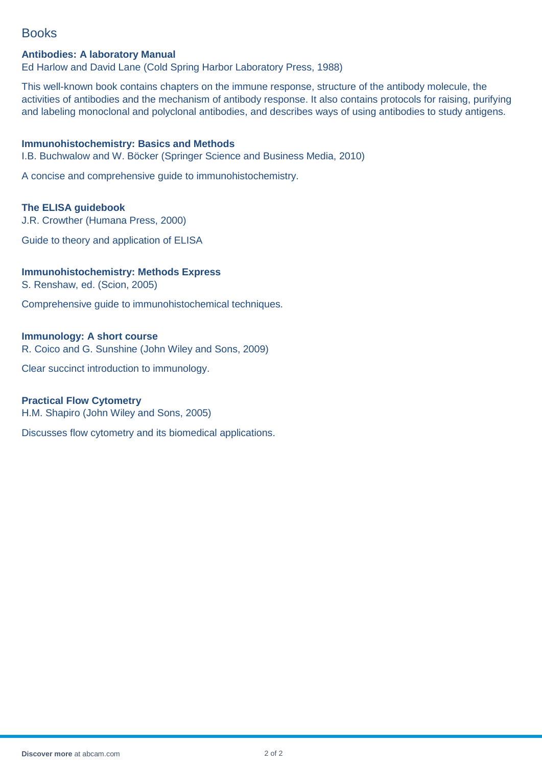## Books

**Antibodies: A laboratory Manual**
Ed Harlow and David Lane (Cold Spring Harbor Laboratory Press, 1988)

This well-known book contains chapters on the immune response, structure of the antibody molecule, the activities of antibodies and the mechanism of antibody response. It also contains protocols for raising, purifying and labeling monoclonal and polyclonal antibodies, and describes ways of using antibodies to study antigens.

**Immunohistochemistry: Basics and Methods**
I.B. Buchwalow and W. Böcker (Springer Science and Business Media, 2010)

A concise and comprehensive guide to immunohistochemistry.

**The ELISA guidebook**
J.R. Crowther (Humana Press, 2000)

Guide to theory and application of ELISA

**Immunohistochemistry: Methods Express**
S. Renshaw, ed. (Scion, 2005)

Comprehensive guide to immunohistochemical techniques.

**Immunology: A short course**
R. Coico and G. Sunshine (John Wiley and Sons, 2009)

Clear succinct introduction to immunology.

**Practical Flow Cytometry**
H.M. Shapiro (John Wiley and Sons, 2005)

Discusses flow cytometry and its biomedical applications.

**Discover more** at abcam.com